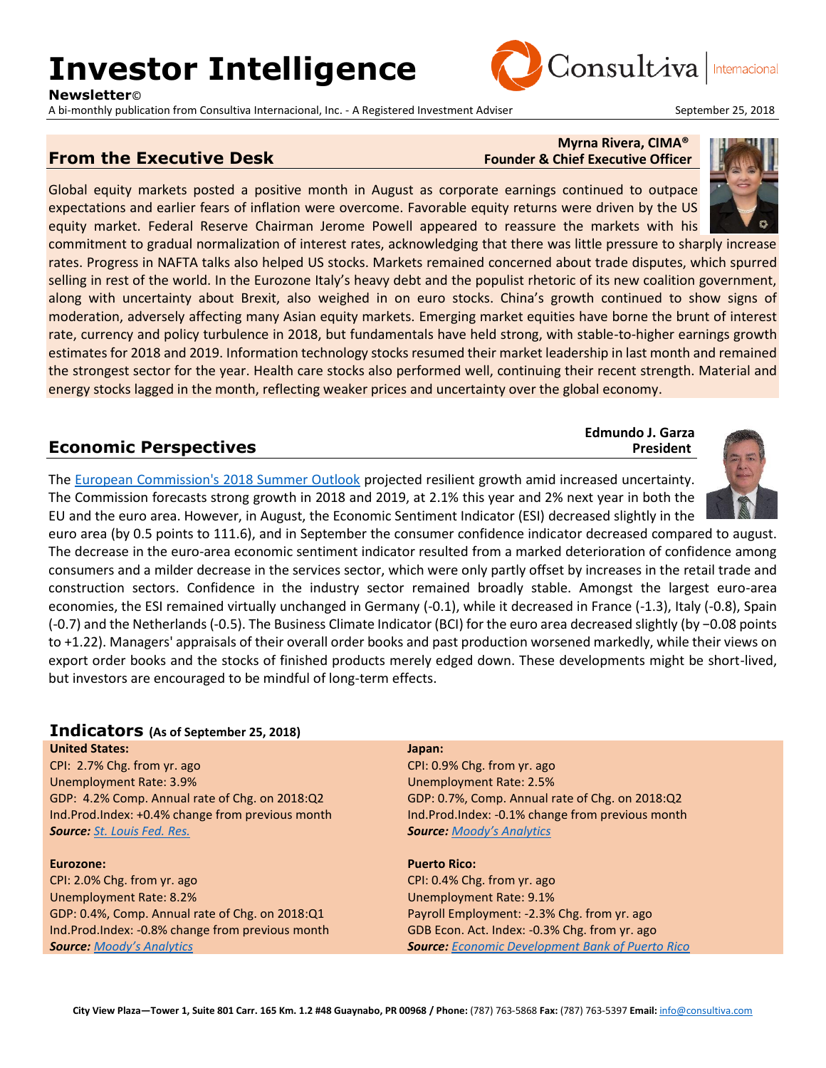# Investor Intelligence

**Newsletter©**

A bi-monthly publication from Consultiva Internacional, Inc. - A Registered Investment Adviser

September 25, 2018

## From the Executive Desk

**Myrna Rivera, CIMA®**
**Founder & Chief Executive Officer**

Global equity markets posted a positive month in August as corporate earnings continued to outpace expectations and earlier fears of inflation were overcome. Favorable equity returns were driven by the US equity market. Federal Reserve Chairman Jerome Powell appeared to reassure the markets with his commitment to gradual normalization of interest rates, acknowledging that there was little pressure to sharply increase rates. Progress in NAFTA talks also helped US stocks. Markets remained concerned about trade disputes, which spurred selling in rest of the world. In the Eurozone Italy's heavy debt and the populist rhetoric of its new coalition government, along with uncertainty about Brexit, also weighed in on euro stocks. China's growth continued to show signs of moderation, adversely affecting many Asian equity markets. Emerging market equities have borne the brunt of interest rate, currency and policy turbulence in 2018, but fundamentals have held strong, with stable-to-higher earnings growth estimates for 2018 and 2019. Information technology stocks resumed their market leadership in last month and remained the strongest sector for the year. Health care stocks also performed well, continuing their recent strength. Material and energy stocks lagged in the month, reflecting weaker prices and uncertainty over the global economy.

## Economic Perspectives

**Edmundo J. Garza**
**President**

The European Commission's 2018 Summer Outlook projected resilient growth amid increased uncertainty. The Commission forecasts strong growth in 2018 and 2019, at 2.1% this year and 2% next year in both the EU and the euro area. However, in August, the Economic Sentiment Indicator (ESI) decreased slightly in the euro area (by 0.5 points to 111.6), and in September the consumer confidence indicator decreased compared to august. The decrease in the euro-area economic sentiment indicator resulted from a marked deterioration of confidence among consumers and a milder decrease in the services sector, which were only partly offset by increases in the retail trade and construction sectors. Confidence in the industry sector remained broadly stable. Amongst the largest euro-area economies, the ESI remained virtually unchanged in Germany (-0.1), while it decreased in France (-1.3), Italy (-0.8), Spain (-0.7) and the Netherlands (-0.5). The Business Climate Indicator (BCI) for the euro area decreased slightly (by −0.08 points to +1.22). Managers' appraisals of their overall order books and past production worsened markedly, while their views on export order books and the stocks of finished products merely edged down. These developments might be short-lived, but investors are encouraged to be mindful of long-term effects.

## Indicators (As of September 25, 2018)

**United States:**
CPI: 2.7% Chg. from yr. ago
Unemployment Rate: 3.9%
GDP: 4.2% Comp. Annual rate of Chg. on 2018:Q2
Ind.Prod.Index: +0.4% change from previous month
***Source:*** St. Louis Fed. Res.

**Eurozone:**
CPI: 2.0% Chg. from yr. ago
Unemployment Rate: 8.2%
GDP: 0.4%, Comp. Annual rate of Chg. on 2018:Q1
Ind.Prod.Index: -0.8% change from previous month
***Source:*** Moody's Analytics

**Japan:**
CPI: 0.9% Chg. from yr. ago
Unemployment Rate: 2.5%
GDP: 0.7%, Comp. Annual rate of Chg. on 2018:Q2
Ind.Prod.Index: -0.1% change from previous month
***Source:*** Moody's Analytics

**Puerto Rico:**
CPI: 0.4% Chg. from yr. ago
Unemployment Rate: 9.1%
Payroll Employment: -2.3% Chg. from yr. ago
GDB Econ. Act. Index: -0.3% Chg. from yr. ago
***Source:*** Economic Development Bank of Puerto Rico

**City View Plaza—Tower 1, Suite 801 Carr. 165 Km. 1.2 #48 Guaynabo, PR 00968 / Phone:** (787) 763-5868 **Fax:** (787) 763-5397 **Email:** info@consultiva.com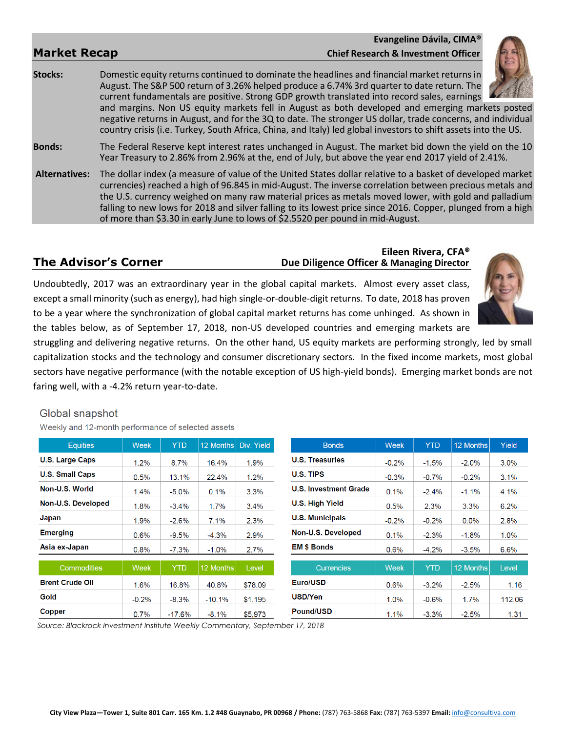## Market Recap

**Evangeline Dávila, CIMA®**
**Chief Research & Investment Officer**

**Stocks:** Domestic equity returns continued to dominate the headlines and financial market returns in August. The S&P 500 return of 3.26% helped produce a 6.74% 3rd quarter to date return. The current fundamentals are positive. Strong GDP growth translated into record sales, earnings and margins. Non US equity markets fell in August as both developed and emerging markets posted negative returns in August, and for the 3Q to date. The stronger US dollar, trade concerns, and individual country crisis (i.e. Turkey, South Africa, China, and Italy) led global investors to shift assets into the US.

**Bonds:** The Federal Reserve kept interest rates unchanged in August. The market bid down the yield on the 10 Year Treasury to 2.86% from 2.96% at the, end of July, but above the year end 2017 yield of 2.41%.

**Alternatives:** The dollar index (a measure of value of the United States dollar relative to a basket of developed market currencies) reached a high of 96.845 in mid-August. The inverse correlation between precious metals and the U.S. currency weighed on many raw material prices as metals moved lower, with gold and palladium falling to new lows for 2018 and silver falling to its lowest price since 2016. Copper, plunged from a high of more than $3.30 in early June to lows of $2.5520 per pound in mid-August.

## The Advisor's Corner

**Eileen Rivera, CFA®**
**Due Diligence Officer & Managing Director**

Undoubtedly, 2017 was an extraordinary year in the global capital markets. Almost every asset class, except a small minority (such as energy), had high single-or-double-digit returns. To date, 2018 has proven to be a year where the synchronization of global capital market returns has come unhinged. As shown in the tables below, as of September 17, 2018, non-US developed countries and emerging markets are struggling and delivering negative returns. On the other hand, US equity markets are performing strongly, led by small capitalization stocks and the technology and consumer discretionary sectors. In the fixed income markets, most global sectors have negative performance (with the notable exception of US high-yield bonds). Emerging market bonds are not faring well, with a -4.2% return year-to-date.

### Global snapshot

Weekly and 12-month performance of selected assets

| Equities | Week | YTD | 12 Months | Div. Yield |
|---|---|---|---|---|
| U.S. Large Caps | 1.2% | 8.7% | 16.4% | 1.9% |
| U.S. Small Caps | 0.5% | 13.1% | 22.4% | 1.2% |
| Non-U.S. World | 1.4% | -5.0% | 0.1% | 3.3% |
| Non-U.S. Developed | 1.8% | -3.4% | 1.7% | 3.4% |
| Japan | 1.9% | -2.6% | 7.1% | 2.3% |
| Emerging | 0.6% | -9.5% | -4.3% | 2.9% |
| Asia ex-Japan | 0.8% | -7.3% | -1.0% | 2.7% |

| Bonds | Week | YTD | 12 Months | Yield |
|---|---|---|---|---|
| U.S. Treasuries | -0.2% | -1.5% | -2.0% | 3.0% |
| U.S. TIPS | -0.3% | -0.7% | -0.2% | 3.1% |
| U.S. Investment Grade | 0.1% | -2.4% | -1.1% | 4.1% |
| U.S. High Yield | 0.5% | 2.3% | 3.3% | 6.2% |
| U.S. Municipals | -0.2% | -0.2% | 0.0% | 2.8% |
| Non-U.S. Developed | 0.1% | -2.3% | -1.8% | 1.0% |
| EM $ Bonds | 0.6% | -4.2% | -3.5% | 6.6% |

| Commodities | Week | YTD | 12 Months | Level |
|---|---|---|---|---|
| Brent Crude Oil | 1.6% | 16.8% | 40.8% | $78.09 |
| Gold | -0.2% | -8.3% | -10.1% | $1,195 |
| Copper | 0.7% | -17.6% | -8.1% | $5,973 |

| Currencies | Week | YTD | 12 Months | Level |
|---|---|---|---|---|
| Euro/USD | 0.6% | -3.2% | -2.5% | 1.16 |
| USD/Yen | 1.0% | -0.6% | 1.7% | 112.06 |
| Pound/USD | 1.1% | -3.3% | -2.5% | 1.31 |

*Source: Blackrock Investment Institute Weekly Commentary, September 17, 2018*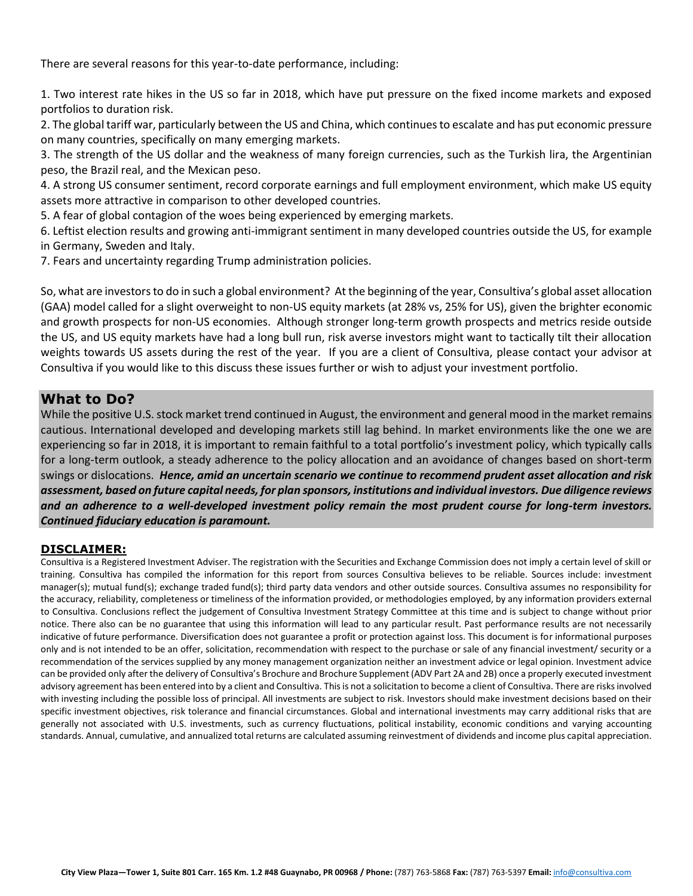There are several reasons for this year-to-date performance, including:

1. Two interest rate hikes in the US so far in 2018, which have put pressure on the fixed income markets and exposed portfolios to duration risk.
2. The global tariff war, particularly between the US and China, which continues to escalate and has put economic pressure on many countries, specifically on many emerging markets.
3. The strength of the US dollar and the weakness of many foreign currencies, such as the Turkish lira, the Argentinian peso, the Brazil real, and the Mexican peso.
4. A strong US consumer sentiment, record corporate earnings and full employment environment, which make US equity assets more attractive in comparison to other developed countries.
5. A fear of global contagion of the woes being experienced by emerging markets.
6. Leftist election results and growing anti-immigrant sentiment in many developed countries outside the US, for example in Germany, Sweden and Italy.
7. Fears and uncertainty regarding Trump administration policies.

So, what are investors to do in such a global environment? At the beginning of the year, Consultiva's global asset allocation (GAA) model called for a slight overweight to non-US equity markets (at 28% vs, 25% for US), given the brighter economic and growth prospects for non-US economies. Although stronger long-term growth prospects and metrics reside outside the US, and US equity markets have had a long bull run, risk averse investors might want to tactically tilt their allocation weights towards US assets during the rest of the year. If you are a client of Consultiva, please contact your advisor at Consultiva if you would like to this discuss these issues further or wish to adjust your investment portfolio.

## What to Do?

While the positive U.S. stock market trend continued in August, the environment and general mood in the market remains cautious. International developed and developing markets still lag behind. In market environments like the one we are experiencing so far in 2018, it is important to remain faithful to a total portfolio's investment policy, which typically calls for a long-term outlook, a steady adherence to the policy allocation and an avoidance of changes based on short-term swings or dislocations. ***Hence, amid an uncertain scenario we continue to recommend prudent asset allocation and risk assessment, based on future capital needs, for plan sponsors, institutions and individual investors. Due diligence reviews and an adherence to a well-developed investment policy remain the most prudent course for long-term investors. Continued fiduciary education is paramount.***

## DISCLAIMER:

Consultiva is a Registered Investment Adviser. The registration with the Securities and Exchange Commission does not imply a certain level of skill or training. Consultiva has compiled the information for this report from sources Consultiva believes to be reliable. Sources include: investment manager(s); mutual fund(s); exchange traded fund(s); third party data vendors and other outside sources. Consultiva assumes no responsibility for the accuracy, reliability, completeness or timeliness of the information provided, or methodologies employed, by any information providers external to Consultiva. Conclusions reflect the judgement of Consultiva Investment Strategy Committee at this time and is subject to change without prior notice. There also can be no guarantee that using this information will lead to any particular result. Past performance results are not necessarily indicative of future performance. Diversification does not guarantee a profit or protection against loss. This document is for informational purposes only and is not intended to be an offer, solicitation, recommendation with respect to the purchase or sale of any financial investment/ security or a recommendation of the services supplied by any money management organization neither an investment advice or legal opinion. Investment advice can be provided only after the delivery of Consultiva's Brochure and Brochure Supplement (ADV Part 2A and 2B) once a properly executed investment advisory agreement has been entered into by a client and Consultiva. This is not a solicitation to become a client of Consultiva. There are risks involved with investing including the possible loss of principal. All investments are subject to risk. Investors should make investment decisions based on their specific investment objectives, risk tolerance and financial circumstances. Global and international investments may carry additional risks that are generally not associated with U.S. investments, such as currency fluctuations, political instability, economic conditions and varying accounting standards. Annual, cumulative, and annualized total returns are calculated assuming reinvestment of dividends and income plus capital appreciation.

**City View Plaza—Tower 1, Suite 801 Carr. 165 Km. 1.2 #48 Guaynabo, PR 00968 / Phone:** (787) 763-5868 **Fax:** (787) 763-5397 **Email:** info@consultiva.com